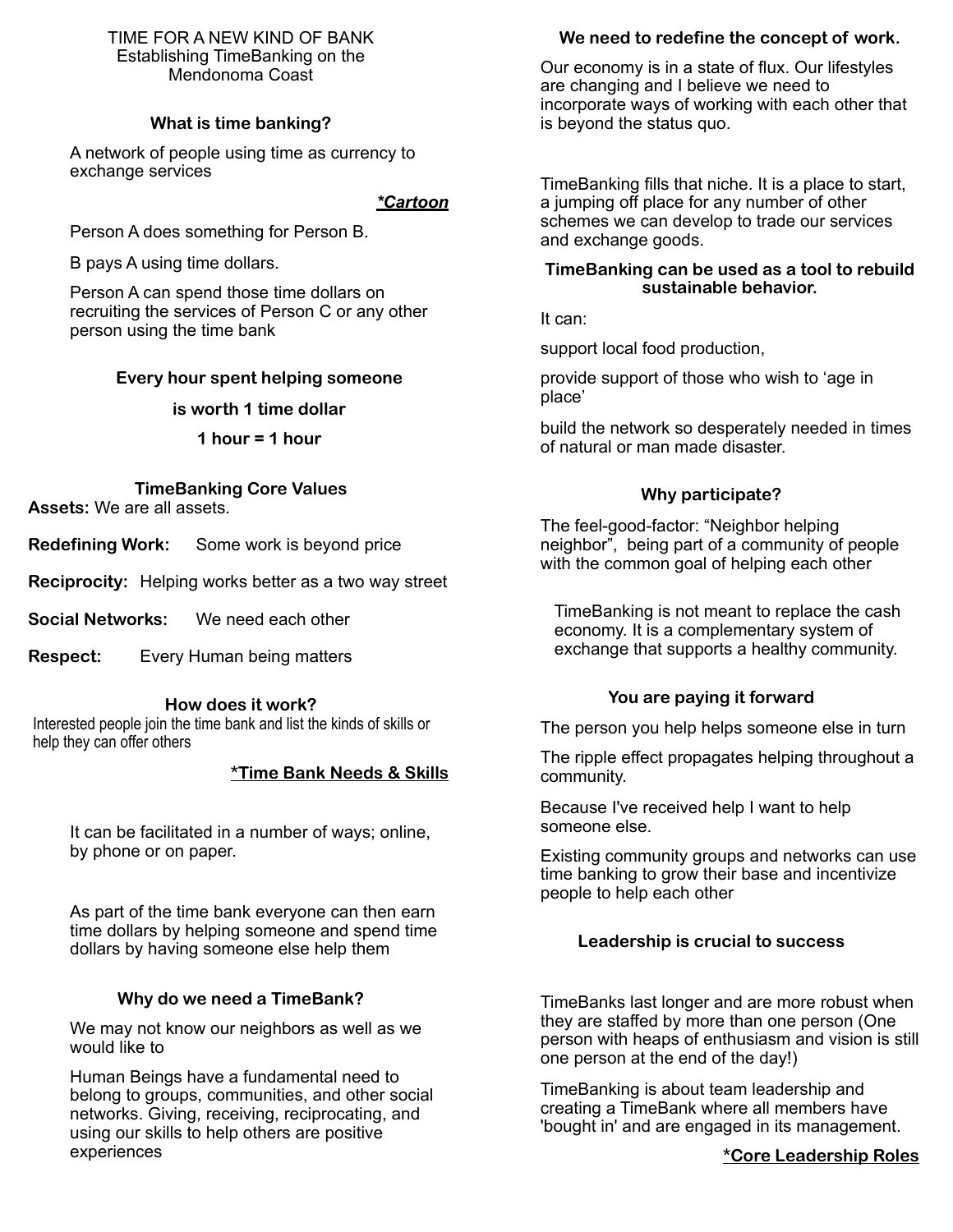# TIME FOR A NEW KIND OF BANK

Establishing TimeBanking on the Mendonoma Coast

## What is time banking?

A network of people using time as currency to exchange services

***Cartoon***

Person A does something for Person B.

B pays A using time dollars.

Person A can spend those time dollars on recruiting the services of Person C or any other person using the time bank

**Every hour spent helping someone**

**is worth 1 time dollar**

**1 hour = 1 hour**

## TimeBanking Core Values

**Assets:** We are all assets.

**Redefining Work:** Some work is beyond price

**Reciprocity:** Helping works better as a two way street

**Social Networks:** We need each other

**Respect:** Every Human being matters

## How does it work?

Interested people join the time bank and list the kinds of skills or help they can offer others

**\*Time Bank Needs & Skills**

It can be facilitated in a number of ways; online, by phone or on paper.

As part of the time bank everyone can then earn time dollars by helping someone and spend time dollars by having someone else help them

## Why do we need a TimeBank?

We may not know our neighbors as well as we would like to

Human Beings have a fundamental need to belong to groups, communities, and other social networks. Giving, receiving, reciprocating, and using our skills to help others are positive experiences

## We need to redefine the concept of work.

Our economy is in a state of flux. Our lifestyles are changing and I believe we need to incorporate ways of working with each other that is beyond the status quo.

TimeBanking fills that niche. It is a place to start, a jumping off place for any number of other schemes we can develop to trade our services and exchange goods.

## TimeBanking can be used as a tool to rebuild sustainable behavior.

It can:

support local food production,

provide support of those who wish to 'age in place'

build the network so desperately needed in times of natural or man made disaster.

## Why participate?

The feel-good-factor: "Neighbor helping neighbor", being part of a community of people with the common goal of helping each other

TimeBanking is not meant to replace the cash economy. It is a complementary system of exchange that supports a healthy community.

## You are paying it forward

The person you help helps someone else in turn

The ripple effect propagates helping throughout a community.

Because I've received help I want to help someone else.

Existing community groups and networks can use time banking to grow their base and incentivize people to help each other

## Leadership is crucial to success

TimeBanks last longer and are more robust when they are staffed by more than one person (One person with heaps of enthusiasm and vision is still one person at the end of the day!)

TimeBanking is about team leadership and creating a TimeBank where all members have 'bought in' and are engaged in its management.

**\*Core Leadership Roles**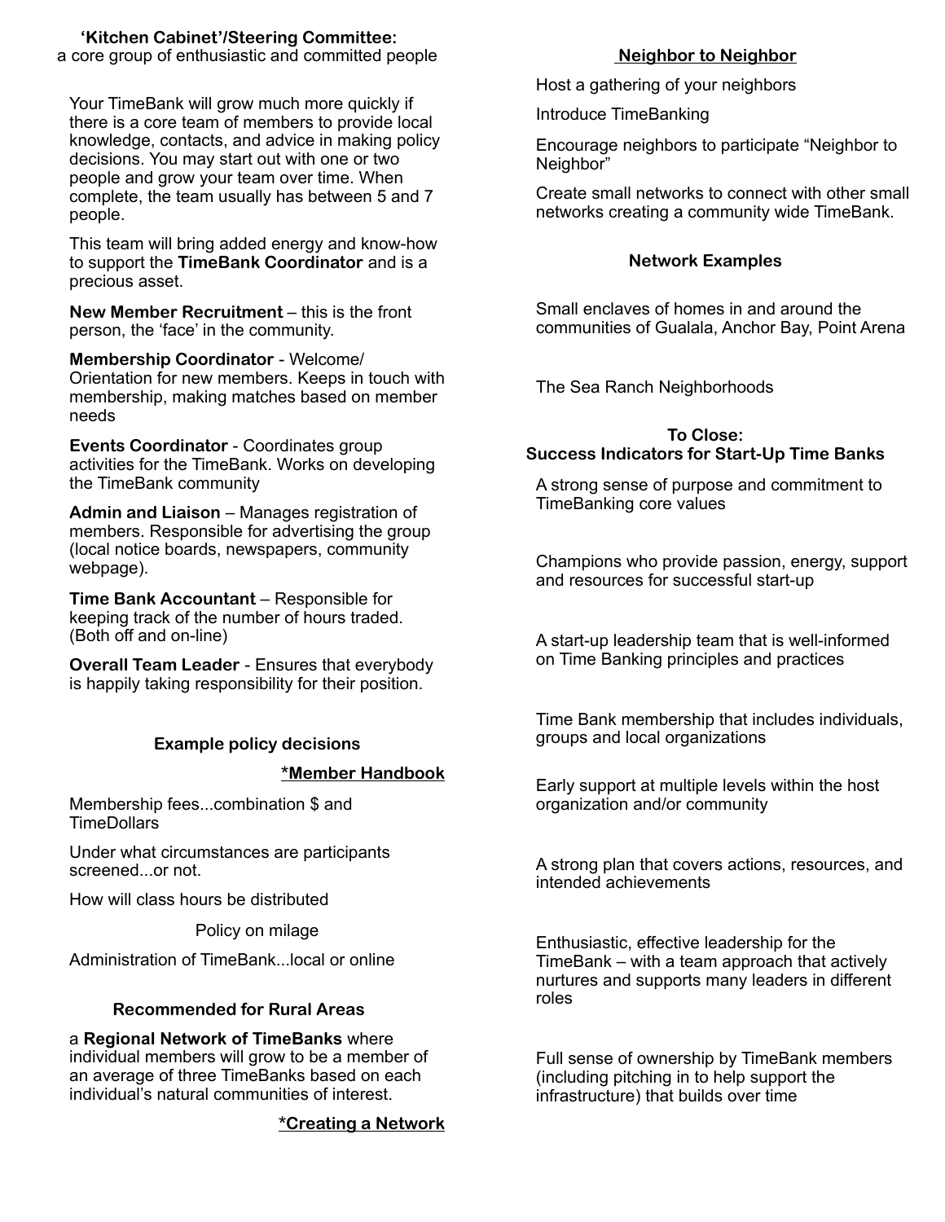### ‘Kitchen Cabinet’/Steering Committee:

a core group of enthusiastic and committed people

Your TimeBank will grow much more quickly if there is a core team of members to provide local knowledge, contacts, and advice in making policy decisions. You may start out with one or two people and grow your team over time. When complete, the team usually has between 5 and 7 people.

This team will bring added energy and know-how to support the **TimeBank Coordinator** and is a precious asset.

**New Member Recruitment** – this is the front person, the ‘face’ in the community.

**Membership Coordinator** - Welcome/ Orientation for new members. Keeps in touch with membership, making matches based on member needs

**Events Coordinator** - Coordinates group activities for the TimeBank. Works on developing the TimeBank community

**Admin and Liaison** – Manages registration of members. Responsible for advertising the group (local notice boards, newspapers, community webpage).

**Time Bank Accountant** – Responsible for keeping track of the number of hours traded. (Both off and on-line)

**Overall Team Leader** - Ensures that everybody is happily taking responsibility for their position.

### Example policy decisions

**\*Member Handbook**

Membership fees...combination $ and TimeDollars

Under what circumstances are participants screened...or not.

How will class hours be distributed

Policy on milage

Administration of TimeBank...local or online

### Recommended for Rural Areas

a **Regional Network of TimeBanks** where individual members will grow to be a member of an average of three TimeBanks based on each individual’s natural communities of interest.

**\*Creating a Network**

### Neighbor to Neighbor

Host a gathering of your neighbors

Introduce TimeBanking

Encourage neighbors to participate “Neighbor to Neighbor”

Create small networks to connect with other small networks creating a community wide TimeBank.

### Network Examples

Small enclaves of homes in and around the communities of Gualala, Anchor Bay, Point Arena

The Sea Ranch Neighborhoods

### To Close:
### Success Indicators for Start-Up Time Banks

A strong sense of purpose and commitment to TimeBanking core values

Champions who provide passion, energy, support and resources for successful start-up

A start-up leadership team that is well-informed on Time Banking principles and practices

Time Bank membership that includes individuals, groups and local organizations

Early support at multiple levels within the host organization and/or community

A strong plan that covers actions, resources, and intended achievements

Enthusiastic, effective leadership for the TimeBank – with a team approach that actively nurtures and supports many leaders in different roles

Full sense of ownership by TimeBank members (including pitching in to help support the infrastructure) that builds over time